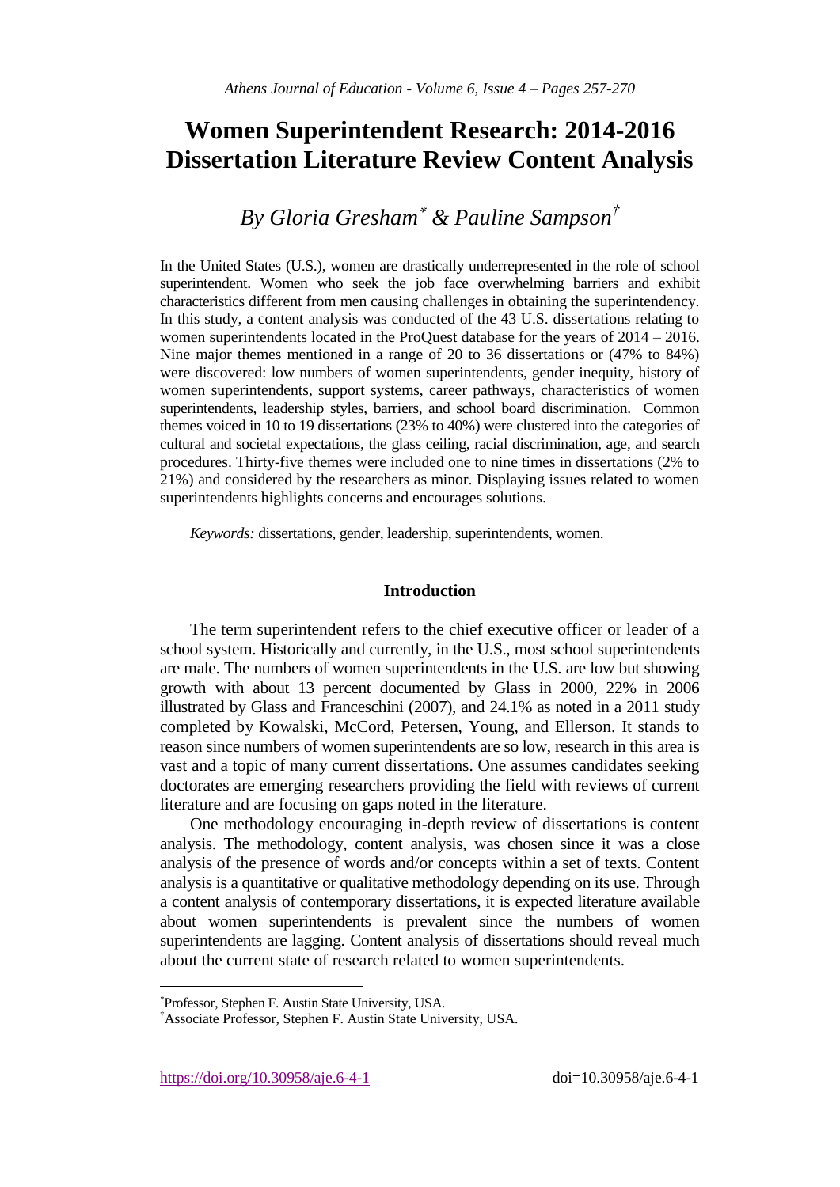# Women Superintendent Research: 2014-2016 Dissertation Literature Review Content Analysis

## *By Gloria Gresham[*] & Pauline Sampson[†]*

In the United States (U.S.), women are drastically underrepresented in the role of school superintendent. Women who seek the job face overwhelming barriers and exhibit characteristics different from men causing challenges in obtaining the superintendency. In this study, a content analysis was conducted of the 43 U.S. dissertations relating to women superintendents located in the ProQuest database for the years of 2014 – 2016. Nine major themes mentioned in a range of 20 to 36 dissertations or (47% to 84%) were discovered: low numbers of women superintendents, gender inequity, history of women superintendents, support systems, career pathways, characteristics of women superintendents, leadership styles, barriers, and school board discrimination. Common themes voiced in 10 to 19 dissertations (23% to 40%) were clustered into the categories of cultural and societal expectations, the glass ceiling, racial discrimination, age, and search procedures. Thirty-five themes were included one to nine times in dissertations (2% to 21%) and considered by the researchers as minor. Displaying issues related to women superintendents highlights concerns and encourages solutions.

*Keywords:* dissertations, gender, leadership, superintendents, women.

## Introduction

The term superintendent refers to the chief executive officer or leader of a school system. Historically and currently, in the U.S., most school superintendents are male. The numbers of women superintendents in the U.S. are low but showing growth with about 13 percent documented by Glass in 2000, 22% in 2006 illustrated by Glass and Franceschini (2007), and 24.1% as noted in a 2011 study completed by Kowalski, McCord, Petersen, Young, and Ellerson. It stands to reason since numbers of women superintendents are so low, research in this area is vast and a topic of many current dissertations. One assumes candidates seeking doctorates are emerging researchers providing the field with reviews of current literature and are focusing on gaps noted in the literature.

One methodology encouraging in-depth review of dissertations is content analysis. The methodology, content analysis, was chosen since it was a close analysis of the presence of words and/or concepts within a set of texts. Content analysis is a quantitative or qualitative methodology depending on its use. Through a content analysis of contemporary dissertations, it is expected literature available about women superintendents is prevalent since the numbers of women superintendents are lagging. Content analysis of dissertations should reveal much about the current state of research related to women superintendents.

---

[*] Professor, Stephen F. Austin State University, USA.

[†] Associate Professor, Stephen F. Austin State University, USA.

https://doi.org/10.30958/aje.6-4-1 doi=10.30958/aje.6-4-1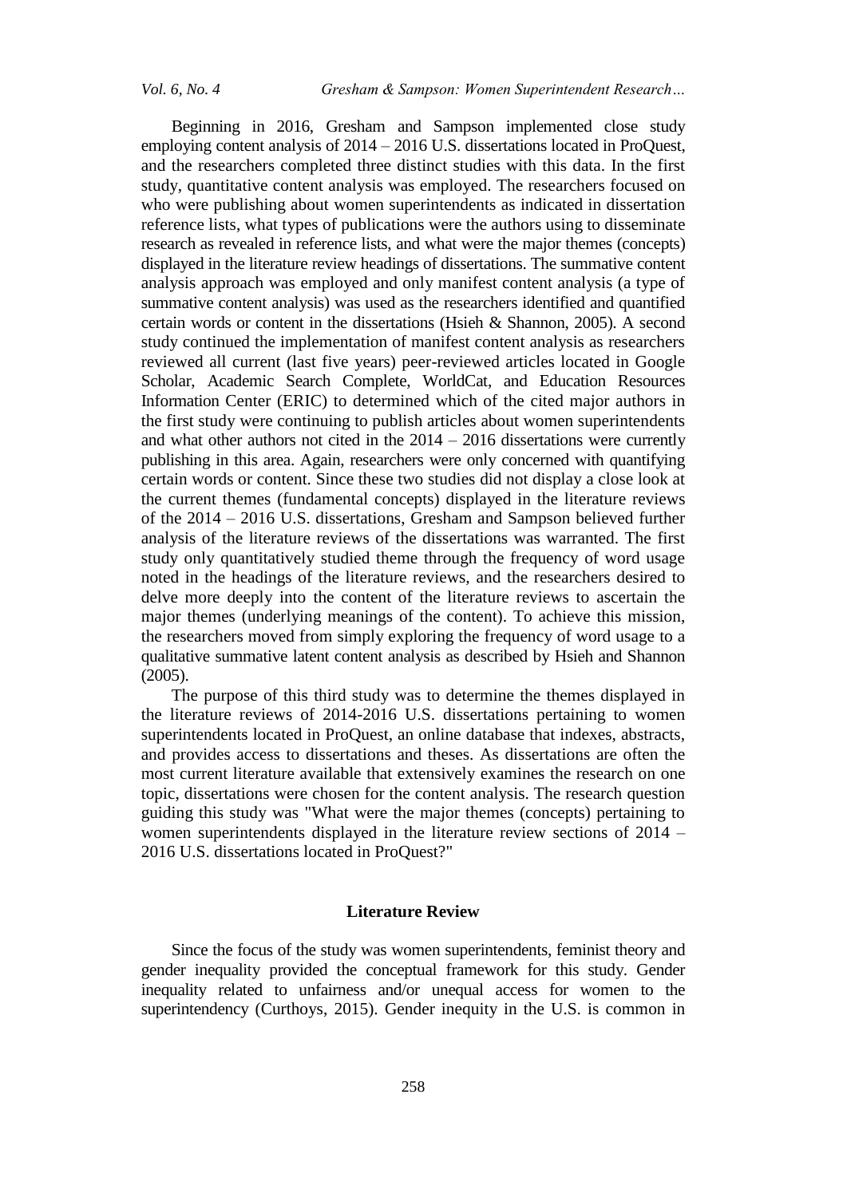Beginning in 2016, Gresham and Sampson implemented close study employing content analysis of 2014 – 2016 U.S. dissertations located in ProQuest, and the researchers completed three distinct studies with this data. In the first study, quantitative content analysis was employed. The researchers focused on who were publishing about women superintendents as indicated in dissertation reference lists, what types of publications were the authors using to disseminate research as revealed in reference lists, and what were the major themes (concepts) displayed in the literature review headings of dissertations. The summative content analysis approach was employed and only manifest content analysis (a type of summative content analysis) was used as the researchers identified and quantified certain words or content in the dissertations (Hsieh & Shannon, 2005). A second study continued the implementation of manifest content analysis as researchers reviewed all current (last five years) peer-reviewed articles located in Google Scholar, Academic Search Complete, WorldCat, and Education Resources Information Center (ERIC) to determined which of the cited major authors in the first study were continuing to publish articles about women superintendents and what other authors not cited in the 2014 – 2016 dissertations were currently publishing in this area. Again, researchers were only concerned with quantifying certain words or content. Since these two studies did not display a close look at the current themes (fundamental concepts) displayed in the literature reviews of the 2014 – 2016 U.S. dissertations, Gresham and Sampson believed further analysis of the literature reviews of the dissertations was warranted. The first study only quantitatively studied theme through the frequency of word usage noted in the headings of the literature reviews, and the researchers desired to delve more deeply into the content of the literature reviews to ascertain the major themes (underlying meanings of the content). To achieve this mission, the researchers moved from simply exploring the frequency of word usage to a qualitative summative latent content analysis as described by Hsieh and Shannon (2005).

The purpose of this third study was to determine the themes displayed in the literature reviews of 2014-2016 U.S. dissertations pertaining to women superintendents located in ProQuest, an online database that indexes, abstracts, and provides access to dissertations and theses. As dissertations are often the most current literature available that extensively examines the research on one topic, dissertations were chosen for the content analysis. The research question guiding this study was "What were the major themes (concepts) pertaining to women superintendents displayed in the literature review sections of 2014 – 2016 U.S. dissertations located in ProQuest?"

## Literature Review

Since the focus of the study was women superintendents, feminist theory and gender inequality provided the conceptual framework for this study. Gender inequality related to unfairness and/or unequal access for women to the superintendency (Curthoys, 2015). Gender inequity in the U.S. is common in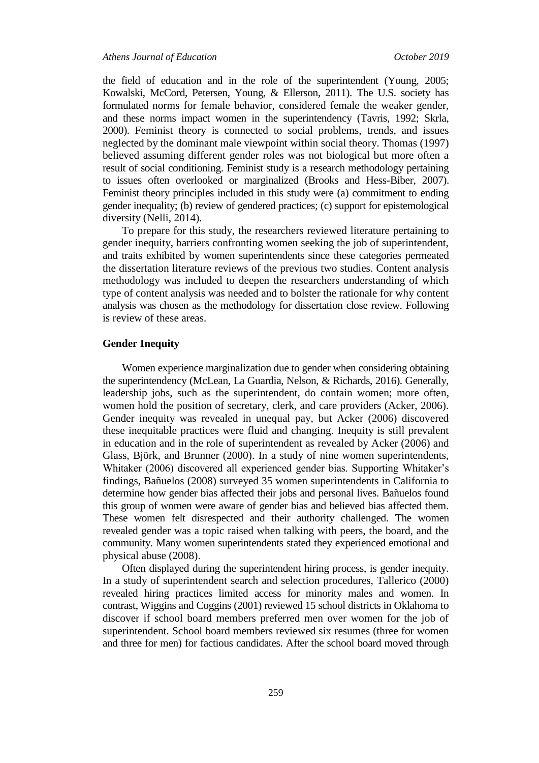the field of education and in the role of the superintendent (Young, 2005; Kowalski, McCord, Petersen, Young, & Ellerson, 2011). The U.S. society has formulated norms for female behavior, considered female the weaker gender, and these norms impact women in the superintendency (Tavris, 1992; Skrla, 2000). Feminist theory is connected to social problems, trends, and issues neglected by the dominant male viewpoint within social theory. Thomas (1997) believed assuming different gender roles was not biological but more often a result of social conditioning. Feminist study is a research methodology pertaining to issues often overlooked or marginalized (Brooks and Hess-Biber, 2007). Feminist theory principles included in this study were (a) commitment to ending gender inequality; (b) review of gendered practices; (c) support for epistemological diversity (Nelli, 2014).

To prepare for this study, the researchers reviewed literature pertaining to gender inequity, barriers confronting women seeking the job of superintendent, and traits exhibited by women superintendents since these categories permeated the dissertation literature reviews of the previous two studies. Content analysis methodology was included to deepen the researchers understanding of which type of content analysis was needed and to bolster the rationale for why content analysis was chosen as the methodology for dissertation close review. Following is review of these areas.

### Gender Inequity

Women experience marginalization due to gender when considering obtaining the superintendency (McLean, La Guardia, Nelson, & Richards, 2016). Generally, leadership jobs, such as the superintendent, do contain women; more often, women hold the position of secretary, clerk, and care providers (Acker, 2006). Gender inequity was revealed in unequal pay, but Acker (2006) discovered these inequitable practices were fluid and changing. Inequity is still prevalent in education and in the role of superintendent as revealed by Acker (2006) and Glass, Björk, and Brunner (2000). In a study of nine women superintendents, Whitaker (2006) discovered all experienced gender bias. Supporting Whitaker's findings, Bañuelos (2008) surveyed 35 women superintendents in California to determine how gender bias affected their jobs and personal lives. Bañuelos found this group of women were aware of gender bias and believed bias affected them. These women felt disrespected and their authority challenged. The women revealed gender was a topic raised when talking with peers, the board, and the community. Many women superintendents stated they experienced emotional and physical abuse (2008).

Often displayed during the superintendent hiring process, is gender inequity. In a study of superintendent search and selection procedures, Tallerico (2000) revealed hiring practices limited access for minority males and women. In contrast, Wiggins and Coggins (2001) reviewed 15 school districts in Oklahoma to discover if school board members preferred men over women for the job of superintendent. School board members reviewed six resumes (three for women and three for men) for factious candidates. After the school board moved through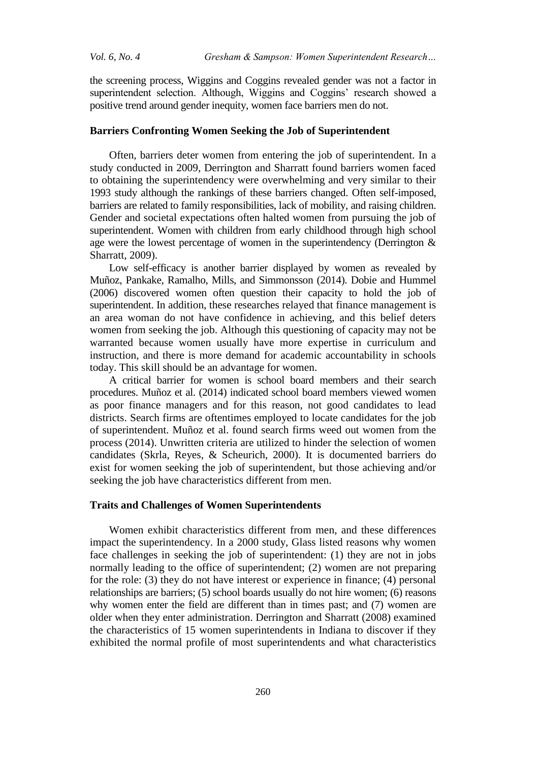the screening process, Wiggins and Coggins revealed gender was not a factor in superintendent selection. Although, Wiggins and Coggins' research showed a positive trend around gender inequity, women face barriers men do not.

### Barriers Confronting Women Seeking the Job of Superintendent

Often, barriers deter women from entering the job of superintendent. In a study conducted in 2009, Derrington and Sharratt found barriers women faced to obtaining the superintendency were overwhelming and very similar to their 1993 study although the rankings of these barriers changed. Often self-imposed, barriers are related to family responsibilities, lack of mobility, and raising children. Gender and societal expectations often halted women from pursuing the job of superintendent. Women with children from early childhood through high school age were the lowest percentage of women in the superintendency (Derrington & Sharratt, 2009).

Low self-efficacy is another barrier displayed by women as revealed by Muñoz, Pankake, Ramalho, Mills, and Simmonsson (2014). Dobie and Hummel (2006) discovered women often question their capacity to hold the job of superintendent. In addition, these researches relayed that finance management is an area woman do not have confidence in achieving, and this belief deters women from seeking the job. Although this questioning of capacity may not be warranted because women usually have more expertise in curriculum and instruction, and there is more demand for academic accountability in schools today. This skill should be an advantage for women.

A critical barrier for women is school board members and their search procedures. Muñoz et al. (2014) indicated school board members viewed women as poor finance managers and for this reason, not good candidates to lead districts. Search firms are oftentimes employed to locate candidates for the job of superintendent. Muñoz et al. found search firms weed out women from the process (2014). Unwritten criteria are utilized to hinder the selection of women candidates (Skrla, Reyes, & Scheurich, 2000). It is documented barriers do exist for women seeking the job of superintendent, but those achieving and/or seeking the job have characteristics different from men.

### Traits and Challenges of Women Superintendents

Women exhibit characteristics different from men, and these differences impact the superintendency. In a 2000 study, Glass listed reasons why women face challenges in seeking the job of superintendent: (1) they are not in jobs normally leading to the office of superintendent; (2) women are not preparing for the role: (3) they do not have interest or experience in finance; (4) personal relationships are barriers; (5) school boards usually do not hire women; (6) reasons why women enter the field are different than in times past; and (7) women are older when they enter administration. Derrington and Sharratt (2008) examined the characteristics of 15 women superintendents in Indiana to discover if they exhibited the normal profile of most superintendents and what characteristics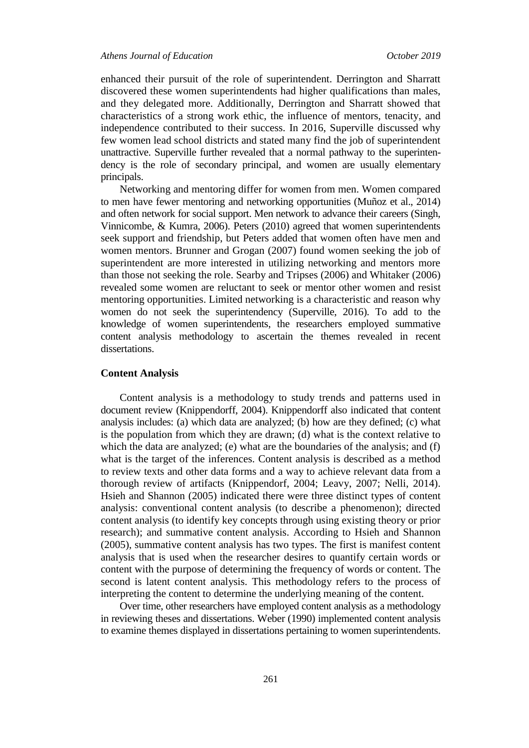enhanced their pursuit of the role of superintendent. Derrington and Sharratt discovered these women superintendents had higher qualifications than males, and they delegated more. Additionally, Derrington and Sharratt showed that characteristics of a strong work ethic, the influence of mentors, tenacity, and independence contributed to their success. In 2016, Superville discussed why few women lead school districts and stated many find the job of superintendent unattractive. Superville further revealed that a normal pathway to the superintendency is the role of secondary principal, and women are usually elementary principals.

Networking and mentoring differ for women from men. Women compared to men have fewer mentoring and networking opportunities (Muñoz et al., 2014) and often network for social support. Men network to advance their careers (Singh, Vinnicombe, & Kumra, 2006). Peters (2010) agreed that women superintendents seek support and friendship, but Peters added that women often have men and women mentors. Brunner and Grogan (2007) found women seeking the job of superintendent are more interested in utilizing networking and mentors more than those not seeking the role. Searby and Tripses (2006) and Whitaker (2006) revealed some women are reluctant to seek or mentor other women and resist mentoring opportunities. Limited networking is a characteristic and reason why women do not seek the superintendency (Superville, 2016). To add to the knowledge of women superintendents, the researchers employed summative content analysis methodology to ascertain the themes revealed in recent dissertations.

## Content Analysis

Content analysis is a methodology to study trends and patterns used in document review (Knippendorff, 2004). Knippendorff also indicated that content analysis includes: (a) which data are analyzed; (b) how are they defined; (c) what is the population from which they are drawn; (d) what is the context relative to which the data are analyzed; (e) what are the boundaries of the analysis; and (f) what is the target of the inferences. Content analysis is described as a method to review texts and other data forms and a way to achieve relevant data from a thorough review of artifacts (Knippendorf, 2004; Leavy, 2007; Nelli, 2014). Hsieh and Shannon (2005) indicated there were three distinct types of content analysis: conventional content analysis (to describe a phenomenon); directed content analysis (to identify key concepts through using existing theory or prior research); and summative content analysis. According to Hsieh and Shannon (2005), summative content analysis has two types. The first is manifest content analysis that is used when the researcher desires to quantify certain words or content with the purpose of determining the frequency of words or content. The second is latent content analysis. This methodology refers to the process of interpreting the content to determine the underlying meaning of the content.

Over time, other researchers have employed content analysis as a methodology in reviewing theses and dissertations. Weber (1990) implemented content analysis to examine themes displayed in dissertations pertaining to women superintendents.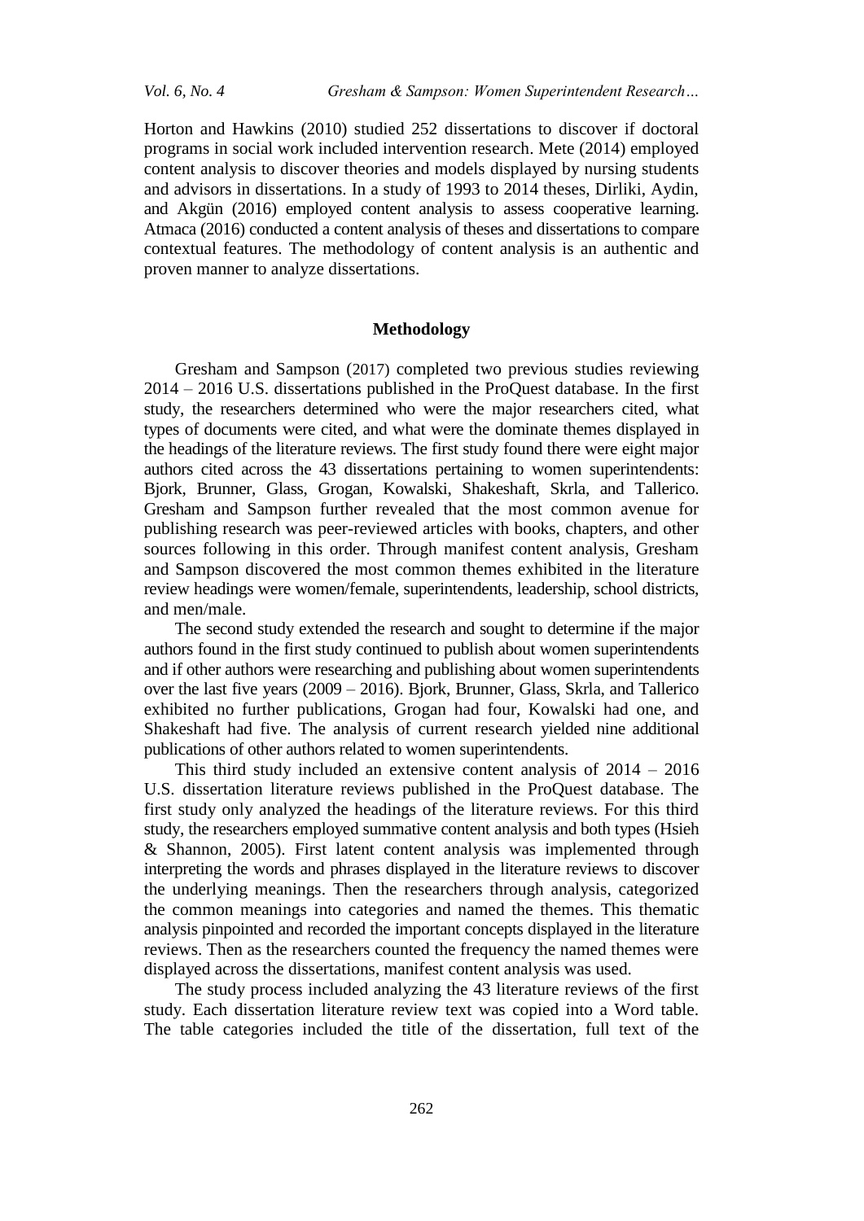Horton and Hawkins (2010) studied 252 dissertations to discover if doctoral programs in social work included intervention research. Mete (2014) employed content analysis to discover theories and models displayed by nursing students and advisors in dissertations. In a study of 1993 to 2014 theses, Dirliki, Aydin, and Akgün (2016) employed content analysis to assess cooperative learning. Atmaca (2016) conducted a content analysis of theses and dissertations to compare contextual features. The methodology of content analysis is an authentic and proven manner to analyze dissertations.

## Methodology

Gresham and Sampson (2017) completed two previous studies reviewing 2014 – 2016 U.S. dissertations published in the ProQuest database. In the first study, the researchers determined who were the major researchers cited, what types of documents were cited, and what were the dominate themes displayed in the headings of the literature reviews. The first study found there were eight major authors cited across the 43 dissertations pertaining to women superintendents: Bjork, Brunner, Glass, Grogan, Kowalski, Shakeshaft, Skrla, and Tallerico. Gresham and Sampson further revealed that the most common avenue for publishing research was peer-reviewed articles with books, chapters, and other sources following in this order. Through manifest content analysis, Gresham and Sampson discovered the most common themes exhibited in the literature review headings were women/female, superintendents, leadership, school districts, and men/male.

The second study extended the research and sought to determine if the major authors found in the first study continued to publish about women superintendents and if other authors were researching and publishing about women superintendents over the last five years (2009 – 2016). Bjork, Brunner, Glass, Skrla, and Tallerico exhibited no further publications, Grogan had four, Kowalski had one, and Shakeshaft had five. The analysis of current research yielded nine additional publications of other authors related to women superintendents.

This third study included an extensive content analysis of 2014 – 2016 U.S. dissertation literature reviews published in the ProQuest database. The first study only analyzed the headings of the literature reviews. For this third study, the researchers employed summative content analysis and both types (Hsieh & Shannon, 2005). First latent content analysis was implemented through interpreting the words and phrases displayed in the literature reviews to discover the underlying meanings. Then the researchers through analysis, categorized the common meanings into categories and named the themes. This thematic analysis pinpointed and recorded the important concepts displayed in the literature reviews. Then as the researchers counted the frequency the named themes were displayed across the dissertations, manifest content analysis was used.

The study process included analyzing the 43 literature reviews of the first study. Each dissertation literature review text was copied into a Word table. The table categories included the title of the dissertation, full text of the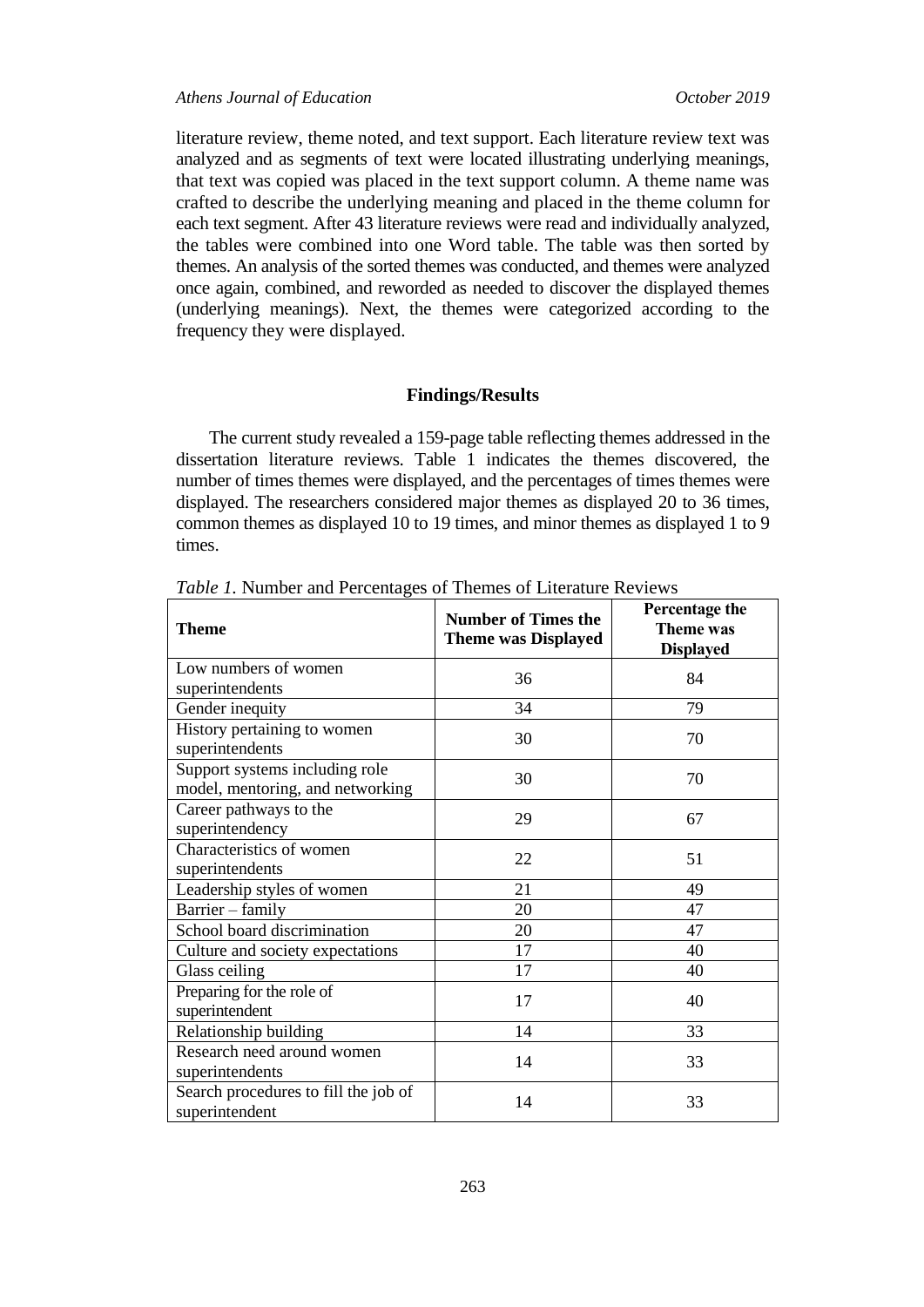literature review, theme noted, and text support. Each literature review text was analyzed and as segments of text were located illustrating underlying meanings, that text was copied was placed in the text support column. A theme name was crafted to describe the underlying meaning and placed in the theme column for each text segment. After 43 literature reviews were read and individually analyzed, the tables were combined into one Word table. The table was then sorted by themes. An analysis of the sorted themes was conducted, and themes were analyzed once again, combined, and reworded as needed to discover the displayed themes (underlying meanings). Next, the themes were categorized according to the frequency they were displayed.

## Findings/Results

The current study revealed a 159-page table reflecting themes addressed in the dissertation literature reviews. Table 1 indicates the themes discovered, the number of times themes were displayed, and the percentages of times themes were displayed. The researchers considered major themes as displayed 20 to 36 times, common themes as displayed 10 to 19 times, and minor themes as displayed 1 to 9 times.

*Table 1.* Number and Percentages of Themes of Literature Reviews

| Theme | Number of Times the Theme was Displayed | Percentage the Theme was Displayed |
|---|---|---|
| Low numbers of women superintendents | 36 | 84 |
| Gender inequity | 34 | 79 |
| History pertaining to women superintendents | 30 | 70 |
| Support systems including role model, mentoring, and networking | 30 | 70 |
| Career pathways to the superintendency | 29 | 67 |
| Characteristics of women superintendents | 22 | 51 |
| Leadership styles of women | 21 | 49 |
| Barrier – family | 20 | 47 |
| School board discrimination | 20 | 47 |
| Culture and society expectations | 17 | 40 |
| Glass ceiling | 17 | 40 |
| Preparing for the role of superintendent | 17 | 40 |
| Relationship building | 14 | 33 |
| Research need around women superintendents | 14 | 33 |
| Search procedures to fill the job of superintendent | 14 | 33 |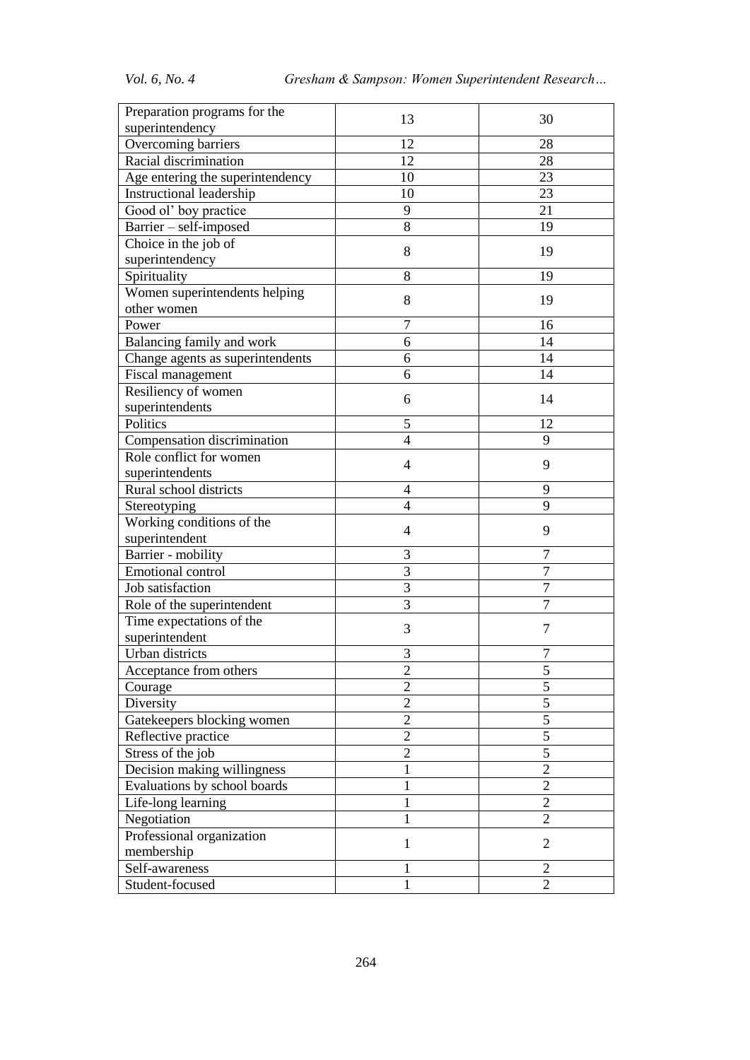| | | |
|---|---|---|
| Preparation programs for the superintendency | 13 | 30 |
| Overcoming barriers | 12 | 28 |
| Racial discrimination | 12 | 28 |
| Age entering the superintendency | 10 | 23 |
| Instructional leadership | 10 | 23 |
| Good ol' boy practice | 9 | 21 |
| Barrier – self-imposed | 8 | 19 |
| Choice in the job of superintendency | 8 | 19 |
| Spirituality | 8 | 19 |
| Women superintendents helping other women | 8 | 19 |
| Power | 7 | 16 |
| Balancing family and work | 6 | 14 |
| Change agents as superintendents | 6 | 14 |
| Fiscal management | 6 | 14 |
| Resiliency of women superintendents | 6 | 14 |
| Politics | 5 | 12 |
| Compensation discrimination | 4 | 9 |
| Role conflict for women superintendents | 4 | 9 |
| Rural school districts | 4 | 9 |
| Stereotyping | 4 | 9 |
| Working conditions of the superintendent | 4 | 9 |
| Barrier - mobility | 3 | 7 |
| Emotional control | 3 | 7 |
| Job satisfaction | 3 | 7 |
| Role of the superintendent | 3 | 7 |
| Time expectations of the superintendent | 3 | 7 |
| Urban districts | 3 | 7 |
| Acceptance from others | 2 | 5 |
| Courage | 2 | 5 |
| Diversity | 2 | 5 |
| Gatekeepers blocking women | 2 | 5 |
| Reflective practice | 2 | 5 |
| Stress of the job | 2 | 5 |
| Decision making willingness | 1 | 2 |
| Evaluations by school boards | 1 | 2 |
| Life-long learning | 1 | 2 |
| Negotiation | 1 | 2 |
| Professional organization membership | 1 | 2 |
| Self-awareness | 1 | 2 |
| Student-focused | 1 | 2 |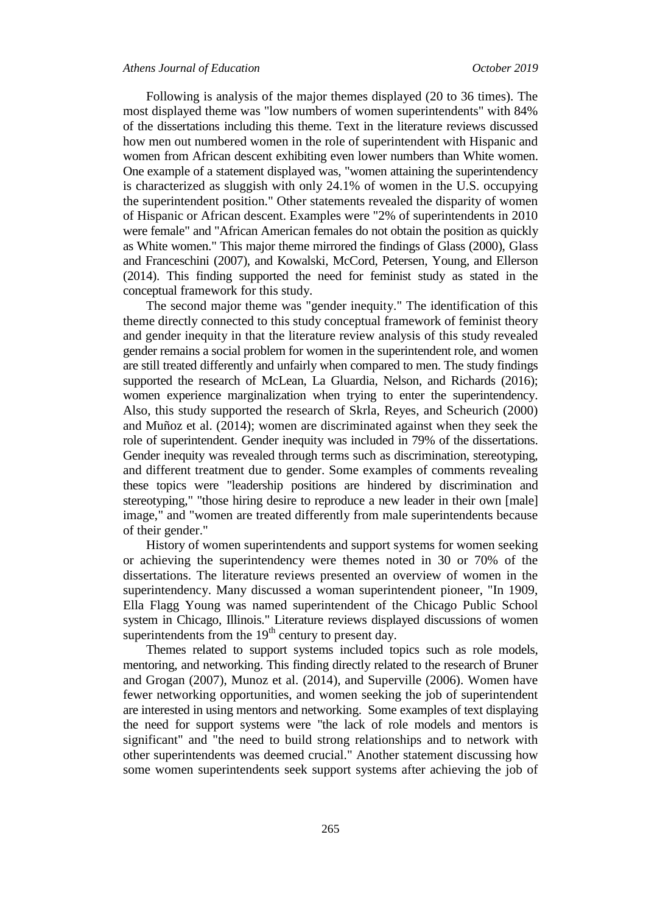Following is analysis of the major themes displayed (20 to 36 times). The most displayed theme was "low numbers of women superintendents" with 84% of the dissertations including this theme. Text in the literature reviews discussed how men out numbered women in the role of superintendent with Hispanic and women from African descent exhibiting even lower numbers than White women. One example of a statement displayed was, "women attaining the superintendency is characterized as sluggish with only 24.1% of women in the U.S. occupying the superintendent position." Other statements revealed the disparity of women of Hispanic or African descent. Examples were "2% of superintendents in 2010 were female" and "African American females do not obtain the position as quickly as White women." This major theme mirrored the findings of Glass (2000), Glass and Franceschini (2007), and Kowalski, McCord, Petersen, Young, and Ellerson (2014). This finding supported the need for feminist study as stated in the conceptual framework for this study.

The second major theme was "gender inequity." The identification of this theme directly connected to this study conceptual framework of feminist theory and gender inequity in that the literature review analysis of this study revealed gender remains a social problem for women in the superintendent role, and women are still treated differently and unfairly when compared to men. The study findings supported the research of McLean, La Gluardia, Nelson, and Richards (2016); women experience marginalization when trying to enter the superintendency. Also, this study supported the research of Skrla, Reyes, and Scheurich (2000) and Muñoz et al. (2014); women are discriminated against when they seek the role of superintendent. Gender inequity was included in 79% of the dissertations. Gender inequity was revealed through terms such as discrimination, stereotyping, and different treatment due to gender. Some examples of comments revealing these topics were "leadership positions are hindered by discrimination and stereotyping," "those hiring desire to reproduce a new leader in their own [male] image," and "women are treated differently from male superintendents because of their gender."

History of women superintendents and support systems for women seeking or achieving the superintendency were themes noted in 30 or 70% of the dissertations. The literature reviews presented an overview of women in the superintendency. Many discussed a woman superintendent pioneer, "In 1909, Ella Flagg Young was named superintendent of the Chicago Public School system in Chicago, Illinois." Literature reviews displayed discussions of women superintendents from the 19th century to present day.

Themes related to support systems included topics such as role models, mentoring, and networking. This finding directly related to the research of Bruner and Grogan (2007), Munoz et al. (2014), and Superville (2006). Women have fewer networking opportunities, and women seeking the job of superintendent are interested in using mentors and networking. Some examples of text displaying the need for support systems were "the lack of role models and mentors is significant" and "the need to build strong relationships and to network with other superintendents was deemed crucial." Another statement discussing how some women superintendents seek support systems after achieving the job of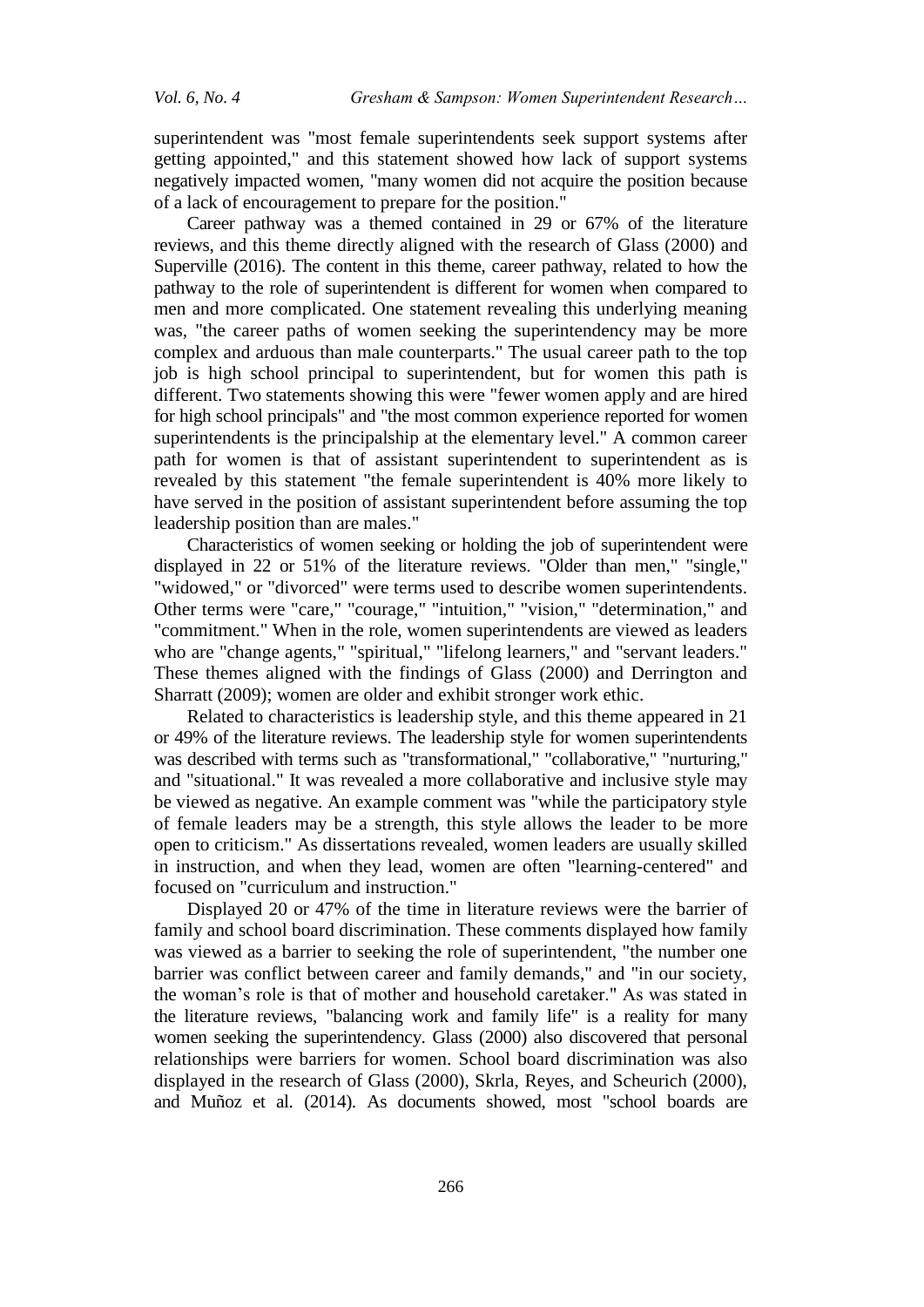superintendent was "most female superintendents seek support systems after getting appointed," and this statement showed how lack of support systems negatively impacted women, "many women did not acquire the position because of a lack of encouragement to prepare for the position."

Career pathway was a themed contained in 29 or 67% of the literature reviews, and this theme directly aligned with the research of Glass (2000) and Superville (2016). The content in this theme, career pathway, related to how the pathway to the role of superintendent is different for women when compared to men and more complicated. One statement revealing this underlying meaning was, "the career paths of women seeking the superintendency may be more complex and arduous than male counterparts." The usual career path to the top job is high school principal to superintendent, but for women this path is different. Two statements showing this were "fewer women apply and are hired for high school principals" and "the most common experience reported for women superintendents is the principalship at the elementary level." A common career path for women is that of assistant superintendent to superintendent as is revealed by this statement "the female superintendent is 40% more likely to have served in the position of assistant superintendent before assuming the top leadership position than are males."

Characteristics of women seeking or holding the job of superintendent were displayed in 22 or 51% of the literature reviews. "Older than men," "single," "widowed," or "divorced" were terms used to describe women superintendents. Other terms were "care," "courage," "intuition," "vision," "determination," and "commitment." When in the role, women superintendents are viewed as leaders who are "change agents," "spiritual," "lifelong learners," and "servant leaders." These themes aligned with the findings of Glass (2000) and Derrington and Sharratt (2009); women are older and exhibit stronger work ethic.

Related to characteristics is leadership style, and this theme appeared in 21 or 49% of the literature reviews. The leadership style for women superintendents was described with terms such as "transformational," "collaborative," "nurturing," and "situational." It was revealed a more collaborative and inclusive style may be viewed as negative. An example comment was "while the participatory style of female leaders may be a strength, this style allows the leader to be more open to criticism." As dissertations revealed, women leaders are usually skilled in instruction, and when they lead, women are often "learning-centered" and focused on "curriculum and instruction."

Displayed 20 or 47% of the time in literature reviews were the barrier of family and school board discrimination. These comments displayed how family was viewed as a barrier to seeking the role of superintendent, "the number one barrier was conflict between career and family demands," and "in our society, the woman's role is that of mother and household caretaker." As was stated in the literature reviews, "balancing work and family life" is a reality for many women seeking the superintendency. Glass (2000) also discovered that personal relationships were barriers for women. School board discrimination was also displayed in the research of Glass (2000), Skrla, Reyes, and Scheurich (2000), and Muñoz et al. (2014). As documents showed, most "school boards are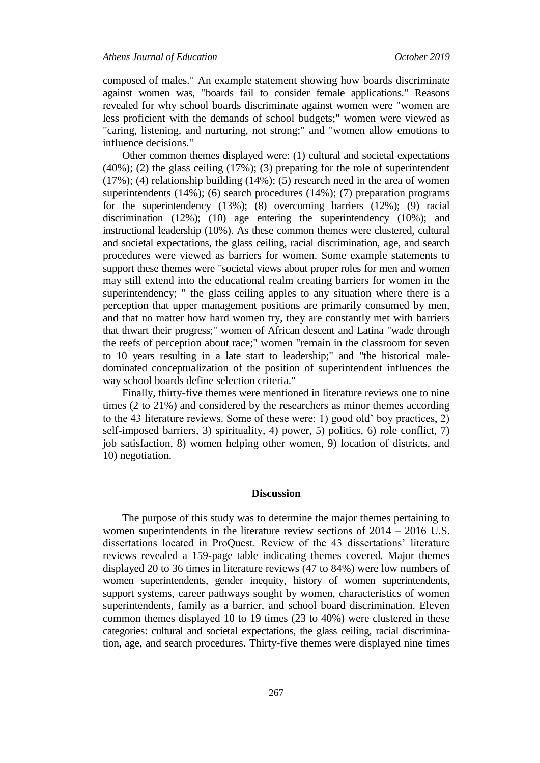composed of males." An example statement showing how boards discriminate against women was, "boards fail to consider female applications." Reasons revealed for why school boards discriminate against women were "women are less proficient with the demands of school budgets;" women were viewed as "caring, listening, and nurturing, not strong;" and "women allow emotions to influence decisions."

Other common themes displayed were: (1) cultural and societal expectations (40%); (2) the glass ceiling (17%); (3) preparing for the role of superintendent (17%); (4) relationship building (14%); (5) research need in the area of women superintendents (14%); (6) search procedures (14%); (7) preparation programs for the superintendency (13%); (8) overcoming barriers (12%); (9) racial discrimination (12%); (10) age entering the superintendency (10%); and instructional leadership (10%). As these common themes were clustered, cultural and societal expectations, the glass ceiling, racial discrimination, age, and search procedures were viewed as barriers for women. Some example statements to support these themes were "societal views about proper roles for men and women may still extend into the educational realm creating barriers for women in the superintendency; " the glass ceiling apples to any situation where there is a perception that upper management positions are primarily consumed by men, and that no matter how hard women try, they are constantly met with barriers that thwart their progress;" women of African descent and Latina "wade through the reefs of perception about race;" women "remain in the classroom for seven to 10 years resulting in a late start to leadership;" and "the historical male-dominated conceptualization of the position of superintendent influences the way school boards define selection criteria."

Finally, thirty-five themes were mentioned in literature reviews one to nine times (2 to 21%) and considered by the researchers as minor themes according to the 43 literature reviews. Some of these were: 1) good old' boy practices, 2) self-imposed barriers, 3) spirituality, 4) power, 5) politics, 6) role conflict, 7) job satisfaction, 8) women helping other women, 9) location of districts, and 10) negotiation.

## Discussion

The purpose of this study was to determine the major themes pertaining to women superintendents in the literature review sections of 2014 – 2016 U.S. dissertations located in ProQuest. Review of the 43 dissertations' literature reviews revealed a 159-page table indicating themes covered. Major themes displayed 20 to 36 times in literature reviews (47 to 84%) were low numbers of women superintendents, gender inequity, history of women superintendents, support systems, career pathways sought by women, characteristics of women superintendents, family as a barrier, and school board discrimination. Eleven common themes displayed 10 to 19 times (23 to 40%) were clustered in these categories: cultural and societal expectations, the glass ceiling, racial discrimination, age, and search procedures. Thirty-five themes were displayed nine times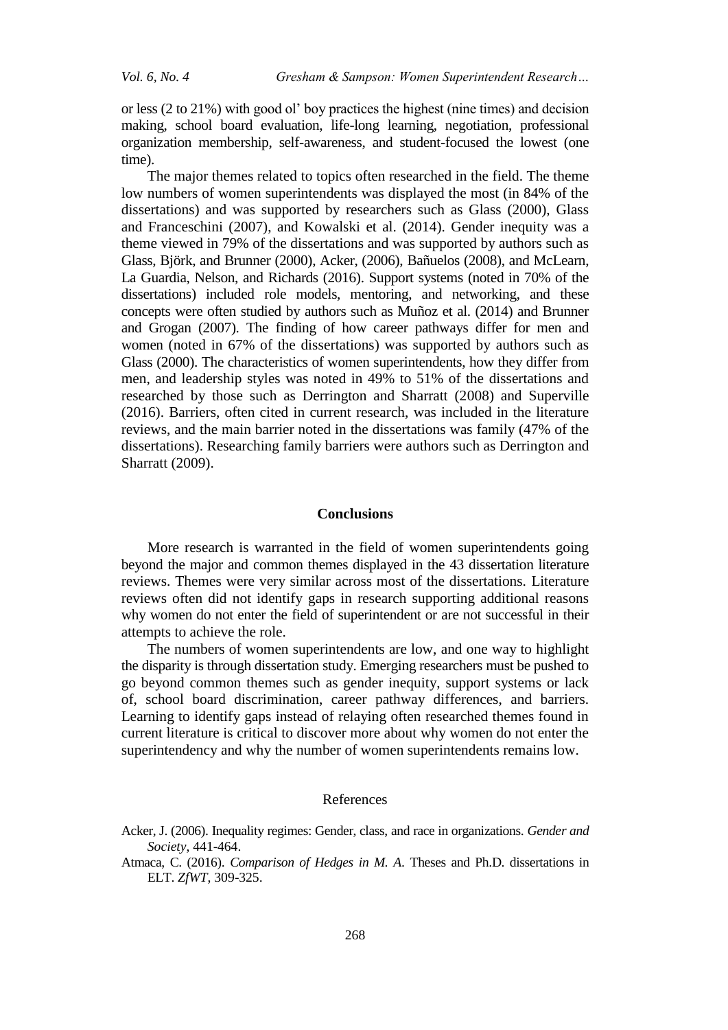or less (2 to 21%) with good ol' boy practices the highest (nine times) and decision making, school board evaluation, life-long learning, negotiation, professional organization membership, self-awareness, and student-focused the lowest (one time).

The major themes related to topics often researched in the field. The theme low numbers of women superintendents was displayed the most (in 84% of the dissertations) and was supported by researchers such as Glass (2000), Glass and Franceschini (2007), and Kowalski et al. (2014). Gender inequity was a theme viewed in 79% of the dissertations and was supported by authors such as Glass, Björk, and Brunner (2000), Acker, (2006), Bañuelos (2008), and McLearn, La Guardia, Nelson, and Richards (2016). Support systems (noted in 70% of the dissertations) included role models, mentoring, and networking, and these concepts were often studied by authors such as Muñoz et al. (2014) and Brunner and Grogan (2007). The finding of how career pathways differ for men and women (noted in 67% of the dissertations) was supported by authors such as Glass (2000). The characteristics of women superintendents, how they differ from men, and leadership styles was noted in 49% to 51% of the dissertations and researched by those such as Derrington and Sharratt (2008) and Superville (2016). Barriers, often cited in current research, was included in the literature reviews, and the main barrier noted in the dissertations was family (47% of the dissertations). Researching family barriers were authors such as Derrington and Sharratt (2009).

## Conclusions

More research is warranted in the field of women superintendents going beyond the major and common themes displayed in the 43 dissertation literature reviews. Themes were very similar across most of the dissertations. Literature reviews often did not identify gaps in research supporting additional reasons why women do not enter the field of superintendent or are not successful in their attempts to achieve the role.

The numbers of women superintendents are low, and one way to highlight the disparity is through dissertation study. Emerging researchers must be pushed to go beyond common themes such as gender inequity, support systems or lack of, school board discrimination, career pathway differences, and barriers. Learning to identify gaps instead of relaying often researched themes found in current literature is critical to discover more about why women do not enter the superintendency and why the number of women superintendents remains low.

## References

Acker, J. (2006). Inequality regimes: Gender, class, and race in organizations. *Gender and Society*, 441-464.

Atmaca, C. (2016). *Comparison of Hedges in M. A.* Theses and Ph.D. dissertations in ELT. *ZfWT*, 309-325.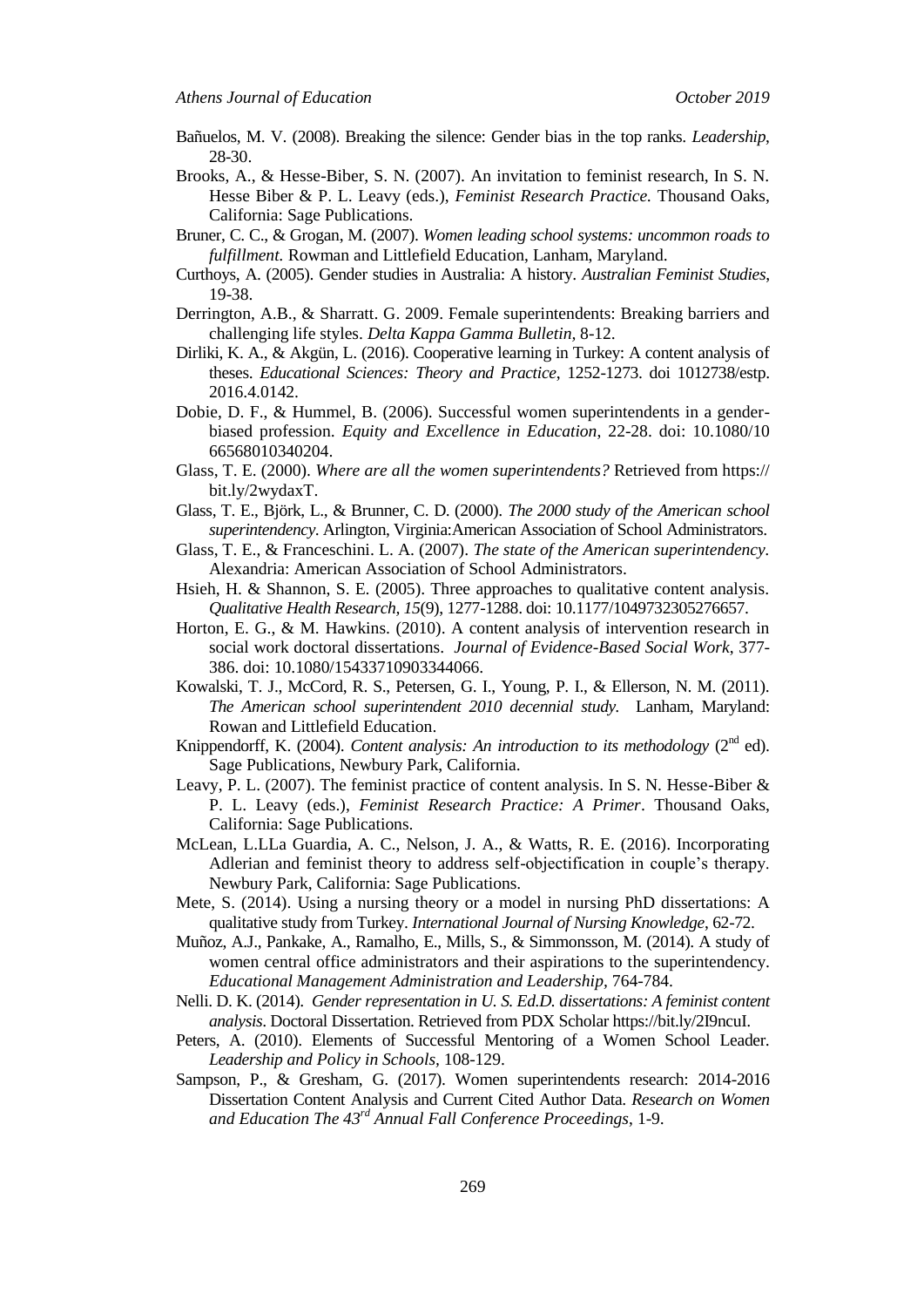Bañuelos, M. V. (2008). Breaking the silence: Gender bias in the top ranks. *Leadership*, 28-30.

Brooks, A., & Hesse-Biber, S. N. (2007). An invitation to feminist research, In S. N. Hesse Biber & P. L. Leavy (eds.), *Feminist Research Practice.* Thousand Oaks, California: Sage Publications.

Bruner, C. C., & Grogan, M. (2007). *Women leading school systems: uncommon roads to fulfillment.* Rowman and Littlefield Education, Lanham, Maryland.

Curthoys, A. (2005). Gender studies in Australia: A history. *Australian Feminist Studies*, 19-38.

Derrington, A.B., & Sharratt. G. 2009. Female superintendents: Breaking barriers and challenging life styles. *Delta Kappa Gamma Bulletin*, 8-12.

Dirliki, K. A., & Akgün, L. (2016). Cooperative learning in Turkey: A content analysis of theses. *Educational Sciences: Theory and Practice*, 1252-1273. doi 1012738/estp. 2016.4.0142.

Dobie, D. F., & Hummel, B. (2006). Successful women superintendents in a gender-biased profession. *Equity and Excellence in Education*, 22-28. doi: 10.1080/10 66568010340204.

Glass, T. E. (2000). *Where are all the women superintendents?* Retrieved from https:// bit.ly/2wydaxT.

Glass, T. E., Björk, L., & Brunner, C. D. (2000). *The 2000 study of the American school superintendency*. Arlington, Virginia:American Association of School Administrators.

Glass, T. E., & Franceschini. L. A. (2007). *The state of the American superintendency.* Alexandria: American Association of School Administrators.

Hsieh, H. & Shannon, S. E. (2005). Three approaches to qualitative content analysis. *Qualitative Health Research, 15*(9), 1277-1288. doi: 10.1177/1049732305276657.

Horton, E. G., & M. Hawkins. (2010). A content analysis of intervention research in social work doctoral dissertations. *Journal of Evidence-Based Social Work*, 377-386. doi: 10.1080/15433710903344066.

Kowalski, T. J., McCord, R. S., Petersen, G. I., Young, P. I., & Ellerson, N. M. (2011). *The American school superintendent 2010 decennial study.* Lanham, Maryland: Rowan and Littlefield Education.

Knippendorff, K. (2004). *Content analysis: An introduction to its methodology* (2nd ed). Sage Publications, Newbury Park, California.

Leavy, P. L. (2007). The feminist practice of content analysis. In S. N. Hesse-Biber & P. L. Leavy (eds.), *Feminist Research Practice: A Primer*. Thousand Oaks, California: Sage Publications.

McLean, L.LLa Guardia, A. C., Nelson, J. A., & Watts, R. E. (2016). Incorporating Adlerian and feminist theory to address self-objectification in couple's therapy. Newbury Park, California: Sage Publications.

Mete, S. (2014). Using a nursing theory or a model in nursing PhD dissertations: A qualitative study from Turkey. *International Journal of Nursing Knowledge*, 62-72.

Muñoz, A.J., Pankake, A., Ramalho, E., Mills, S., & Simmonsson, M. (2014). A study of women central office administrators and their aspirations to the superintendency. *Educational Management Administration and Leadership*, 764-784.

Nelli. D. K. (2014). *Gender representation in U. S. Ed.D. dissertations: A feminist content analysis*. Doctoral Dissertation. Retrieved from PDX Scholar https://bit.ly/2I9ncuI.

Peters, A. (2010). Elements of Successful Mentoring of a Women School Leader. *Leadership and Policy in Schools*, 108-129.

Sampson, P., & Gresham, G. (2017). Women superintendents research: 2014-2016 Dissertation Content Analysis and Current Cited Author Data. *Research on Women and Education The 43rd Annual Fall Conference Proceedings*, 1-9.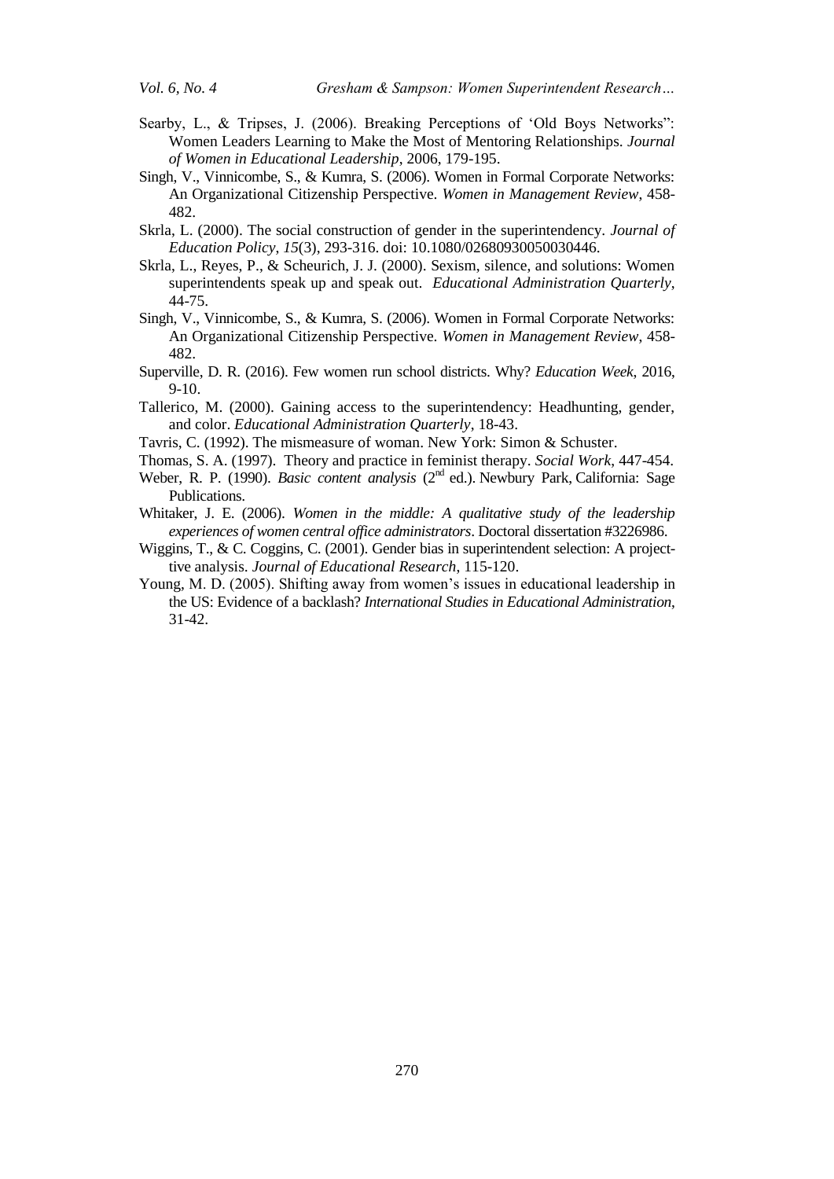Searby, L., & Tripses, J. (2006). Breaking Perceptions of 'Old Boys Networks": Women Leaders Learning to Make the Most of Mentoring Relationships. *Journal of Women in Educational Leadership*, 2006, 179-195.

Singh, V., Vinnicombe, S., & Kumra, S. (2006). Women in Formal Corporate Networks: An Organizational Citizenship Perspective. *Women in Management Review*, 458-482.

Skrla, L. (2000). The social construction of gender in the superintendency. *Journal of Education Policy*, *15*(3), 293-316. doi: 10.1080/02680930050030446.

Skrla, L., Reyes, P., & Scheurich, J. J. (2000). Sexism, silence, and solutions: Women superintendents speak up and speak out. *Educational Administration Quarterly*, 44-75.

Singh, V., Vinnicombe, S., & Kumra, S. (2006). Women in Formal Corporate Networks: An Organizational Citizenship Perspective. *Women in Management Review*, 458-482.

Superville, D. R. (2016). Few women run school districts. Why? *Education Week*, 2016, 9-10.

Tallerico, M. (2000). Gaining access to the superintendency: Headhunting, gender, and color. *Educational Administration Quarterly*, 18-43.

Tavris, C. (1992). The mismeasure of woman. New York: Simon & Schuster.

Thomas, S. A. (1997). Theory and practice in feminist therapy. *Social Work*, 447-454.

Weber, R. P. (1990). *Basic content analysis* (2nd ed.). Newbury Park, California: Sage Publications.

Whitaker, J. E. (2006). *Women in the middle: A qualitative study of the leadership experiences of women central office administrators*. Doctoral dissertation #3226986.

Wiggins, T., & C. Coggins, C. (2001). Gender bias in superintendent selection: A project-tive analysis. *Journal of Educational Research*, 115-120.

Young, M. D. (2005). Shifting away from women's issues in educational leadership in the US: Evidence of a backlash? *International Studies in Educational Administration*, 31-42.